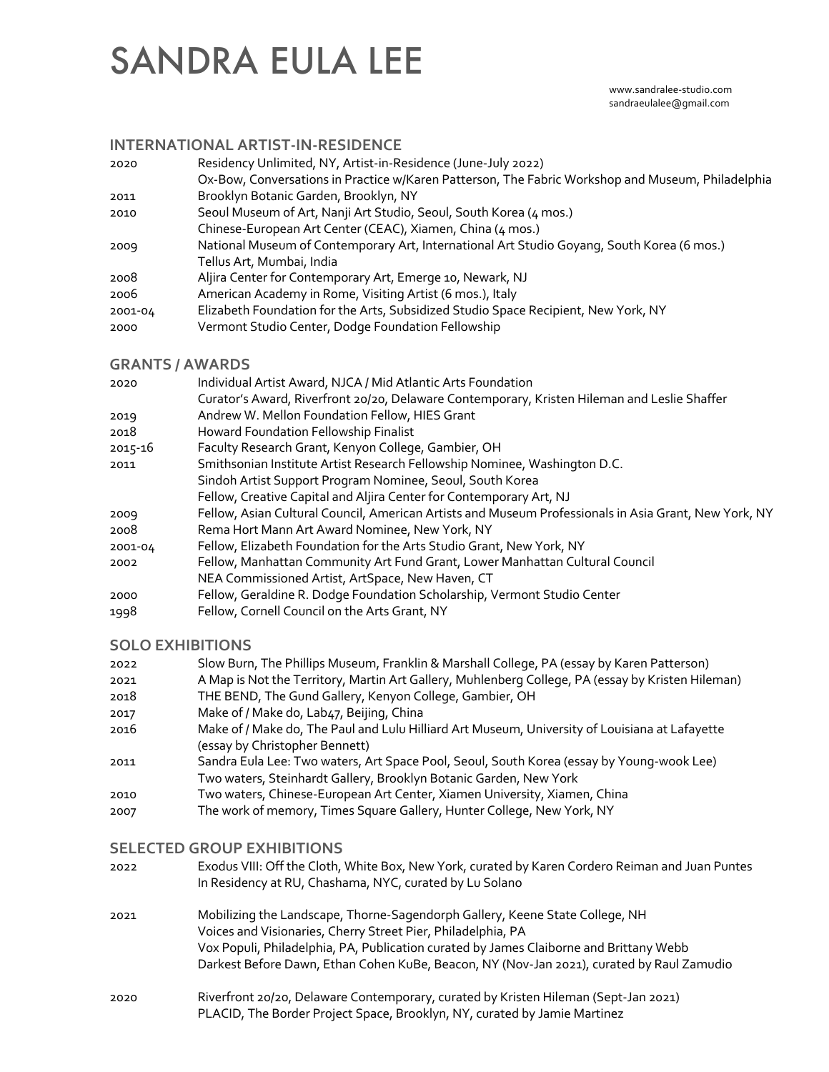# SANDRA EULA LEE

www.sandralee-studio.com
sandraeulalee@gmail.com

## INTERNATIONAL ARTIST-IN-RESIDENCE

| | |
|---|---|
| 2020 | Residency Unlimited, NY, Artist-in-Residence (June-July 2022) |
| | Ox-Bow, Conversations in Practice w/Karen Patterson, The Fabric Workshop and Museum, Philadelphia |
| 2011 | Brooklyn Botanic Garden, Brooklyn, NY |
| 2010 | Seoul Museum of Art, Nanji Art Studio, Seoul, South Korea (4 mos.) |
| | Chinese-European Art Center (CEAC), Xiamen, China (4 mos.) |
| 2009 | National Museum of Contemporary Art, International Art Studio Goyang, South Korea (6 mos.) |
| | Tellus Art, Mumbai, India |
| 2008 | Aljira Center for Contemporary Art, Emerge 10, Newark, NJ |
| 2006 | American Academy in Rome, Visiting Artist (6 mos.), Italy |
| 2001-04 | Elizabeth Foundation for the Arts, Subsidized Studio Space Recipient, New York, NY |
| 2000 | Vermont Studio Center, Dodge Foundation Fellowship |

## GRANTS / AWARDS

| | |
|---|---|
| 2020 | Individual Artist Award, NJCA / Mid Atlantic Arts Foundation |
| | Curator's Award, Riverfront 20/20, Delaware Contemporary, Kristen Hileman and Leslie Shaffer |
| 2019 | Andrew W. Mellon Foundation Fellow, HIES Grant |
| 2018 | Howard Foundation Fellowship Finalist |
| 2015-16 | Faculty Research Grant, Kenyon College, Gambier, OH |
| 2011 | Smithsonian Institute Artist Research Fellowship Nominee, Washington D.C. |
| | Sindoh Artist Support Program Nominee, Seoul, South Korea |
| | Fellow, Creative Capital and Aljira Center for Contemporary Art, NJ |
| 2009 | Fellow, Asian Cultural Council, American Artists and Museum Professionals in Asia Grant, New York, NY |
| 2008 | Rema Hort Mann Art Award Nominee, New York, NY |
| 2001-04 | Fellow, Elizabeth Foundation for the Arts Studio Grant, New York, NY |
| 2002 | Fellow, Manhattan Community Art Fund Grant, Lower Manhattan Cultural Council |
| | NEA Commissioned Artist, ArtSpace, New Haven, CT |
| 2000 | Fellow, Geraldine R. Dodge Foundation Scholarship, Vermont Studio Center |
| 1998 | Fellow, Cornell Council on the Arts Grant, NY |

## SOLO EXHIBITIONS

| | |
|---|---|
| 2022 | Slow Burn, The Phillips Museum, Franklin & Marshall College, PA (essay by Karen Patterson) |
| 2021 | A Map is Not the Territory, Martin Art Gallery, Muhlenberg College, PA (essay by Kristen Hileman) |
| 2018 | THE BEND, The Gund Gallery, Kenyon College, Gambier, OH |
| 2017 | Make of / Make do, Lab47, Beijing, China |
| 2016 | Make of / Make do, The Paul and Lulu Hilliard Art Museum, University of Louisiana at Lafayette (essay by Christopher Bennett) |
| 2011 | Sandra Eula Lee: Two waters, Art Space Pool, Seoul, South Korea (essay by Young-wook Lee) |
| | Two waters, Steinhardt Gallery, Brooklyn Botanic Garden, New York |
| 2010 | Two waters, Chinese-European Art Center, Xiamen University, Xiamen, China |
| 2007 | The work of memory, Times Square Gallery, Hunter College, New York, NY |

## SELECTED GROUP EXHIBITIONS

| | |
|---|---|
| 2022 | Exodus VIII: Off the Cloth, White Box, New York, curated by Karen Cordero Reiman and Juan Puntes |
| | In Residency at RU, Chashama, NYC, curated by Lu Solano |
| 2021 | Mobilizing the Landscape, Thorne-Sagendorph Gallery, Keene State College, NH |
| | Voices and Visionaries, Cherry Street Pier, Philadelphia, PA |
| | Vox Populi, Philadelphia, PA, Publication curated by James Claiborne and Brittany Webb |
| | Darkest Before Dawn, Ethan Cohen KuBe, Beacon, NY (Nov-Jan 2021), curated by Raul Zamudio |
| 2020 | Riverfront 20/20, Delaware Contemporary, curated by Kristen Hileman (Sept-Jan 2021) |
| | PLACID, The Border Project Space, Brooklyn, NY, curated by Jamie Martinez |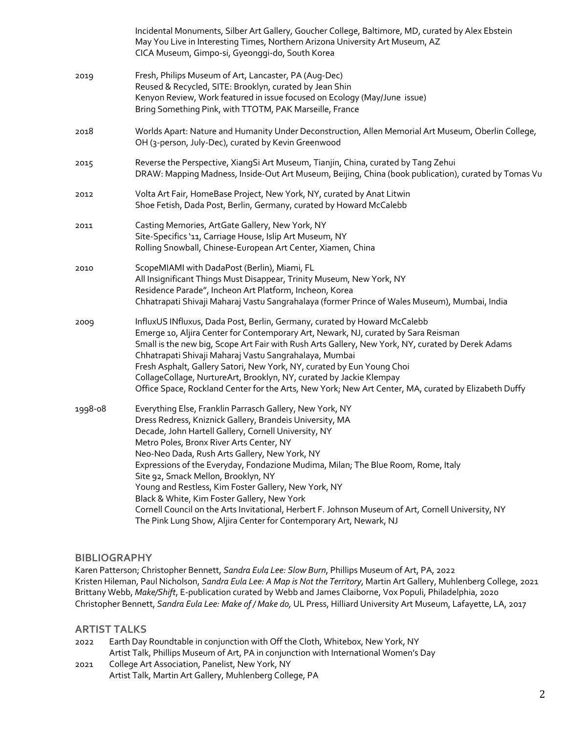| | |
|---|---|
| | Incidental Monuments, Silber Art Gallery, Goucher College, Baltimore, MD, curated by Alex Ebstein<br>May You Live in Interesting Times, Northern Arizona University Art Museum, AZ<br>CICA Museum, Gimpo-si, Gyeonggi-do, South Korea |
| 2019 | Fresh, Philips Museum of Art, Lancaster, PA (Aug-Dec)<br>Reused & Recycled, SITE: Brooklyn, curated by Jean Shin<br>Kenyon Review, Work featured in issue focused on Ecology (May/June issue)<br>Bring Something Pink, with TTOTM, PAK Marseille, France |
| 2018 | Worlds Apart: Nature and Humanity Under Deconstruction, Allen Memorial Art Museum, Oberlin College, OH (3-person, July-Dec), curated by Kevin Greenwood |
| 2015 | Reverse the Perspective, XiangSi Art Museum, Tianjin, China, curated by Tang Zehui<br>DRAW: Mapping Madness, Inside-Out Art Museum, Beijing, China (book publication), curated by Tomas Vu |
| 2012 | Volta Art Fair, HomeBase Project, New York, NY, curated by Anat Litwin<br>Shoe Fetish, Dada Post, Berlin, Germany, curated by Howard McCalebb |
| 2011 | Casting Memories, ArtGate Gallery, New York, NY<br>Site-Specifics '11, Carriage House, Islip Art Museum, NY<br>Rolling Snowball, Chinese-European Art Center, Xiamen, China |
| 2010 | ScopeMIAMI with DadaPost (Berlin), Miami, FL<br>All Insignificant Things Must Disappear, Trinity Museum, New York, NY<br>Residence Parade", Incheon Art Platform, Incheon, Korea<br>Chhatrapati Shivaji Maharaj Vastu Sangrahalaya (former Prince of Wales Museum), Mumbai, India |
| 2009 | InfluxUS INfluxus, Dada Post, Berlin, Germany, curated by Howard McCalebb<br>Emerge 10, Aljira Center for Contemporary Art, Newark, NJ, curated by Sara Reisman<br>Small is the new big, Scope Art Fair with Rush Arts Gallery, New York, NY, curated by Derek Adams<br>Chhatrapati Shivaji Maharaj Vastu Sangrahalaya, Mumbai<br>Fresh Asphalt, Gallery Satori, New York, NY, curated by Eun Young Choi<br>CollageCollage, NurtureArt, Brooklyn, NY, curated by Jackie Klempay<br>Office Space, Rockland Center for the Arts, New York; New Art Center, MA, curated by Elizabeth Duffy |
| 1998-08 | Everything Else, Franklin Parrasch Gallery, New York, NY<br>Dress Redress, Kniznick Gallery, Brandeis University, MA<br>Decade, John Hartell Gallery, Cornell University, NY<br>Metro Poles, Bronx River Arts Center, NY<br>Neo-Neo Dada, Rush Arts Gallery, New York, NY<br>Expressions of the Everyday, Fondazione Mudima, Milan; The Blue Room, Rome, Italy<br>Site 92, Smack Mellon, Brooklyn, NY<br>Young and Restless, Kim Foster Gallery, New York, NY<br>Black & White, Kim Foster Gallery, New York<br>Cornell Council on the Arts Invitational, Herbert F. Johnson Museum of Art, Cornell University, NY<br>The Pink Lung Show, Aljira Center for Contemporary Art, Newark, NJ |

## BIBLIOGRAPHY

Karen Patterson; Christopher Bennett, *Sandra Eula Lee: Slow Burn*, Phillips Museum of Art, PA, 2022
Kristen Hileman, Paul Nicholson, *Sandra Eula Lee: A Map is Not the Territory*, Martin Art Gallery, Muhlenberg College, 2021
Brittany Webb, *Make/Shift*, E-publication curated by Webb and James Claiborne, Vox Populi, Philadelphia, 2020
Christopher Bennett, *Sandra Eula Lee: Make of / Make do,* UL Press, Hilliard University Art Museum, Lafayette, LA, 2017

## ARTIST TALKS

| | |
|---|---|
| 2022 | Earth Day Roundtable in conjunction with Off the Cloth, Whitebox, New York, NY<br>Artist Talk, Phillips Museum of Art, PA in conjunction with International Women's Day |
| 2021 | College Art Association, Panelist, New York, NY<br>Artist Talk, Martin Art Gallery, Muhlenberg College, PA |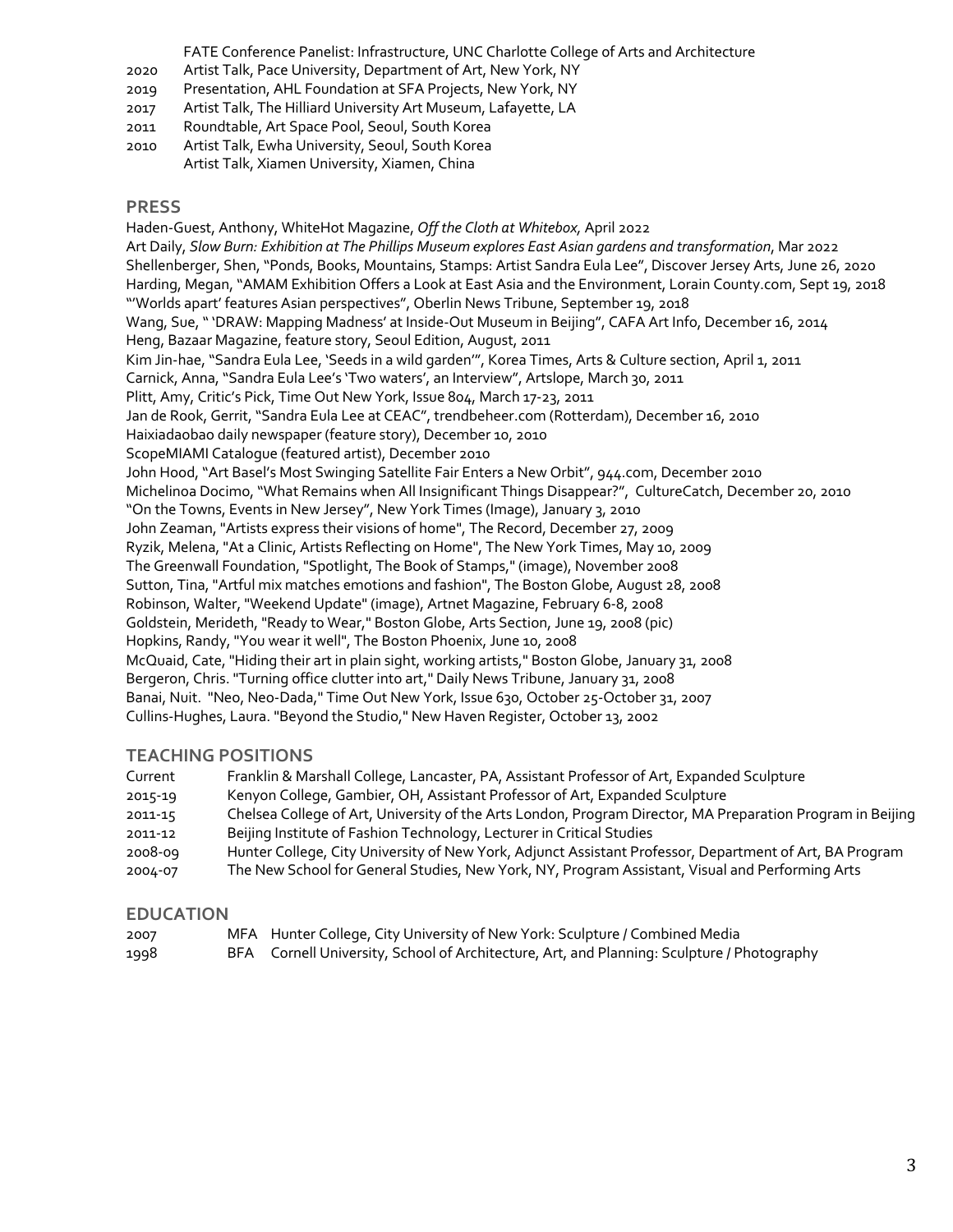FATE Conference Panelist: Infrastructure, UNC Charlotte College of Arts and Architecture

2020 Artist Talk, Pace University, Department of Art, New York, NY

2019 Presentation, AHL Foundation at SFA Projects, New York, NY

2017 Artist Talk, The Hilliard University Art Museum, Lafayette, LA

2011 Roundtable, Art Space Pool, Seoul, South Korea

2010 Artist Talk, Ewha University, Seoul, South Korea

Artist Talk, Xiamen University, Xiamen, China

## PRESS

Haden-Guest, Anthony, WhiteHot Magazine, *Off the Cloth at Whitebox,* April 2022

Art Daily, *Slow Burn: Exhibition at The Phillips Museum explores East Asian gardens and transformation*, Mar 2022

Shellenberger, Shen, "Ponds, Books, Mountains, Stamps: Artist Sandra Eula Lee", Discover Jersey Arts, June 26, 2020

Harding, Megan, "AMAM Exhibition Offers a Look at East Asia and the Environment, Lorain County.com, Sept 19, 2018

"'Worlds apart' features Asian perspectives", Oberlin News Tribune, September 19, 2018

Wang, Sue, " 'DRAW: Mapping Madness' at Inside-Out Museum in Beijing", CAFA Art Info, December 16, 2014

Heng, Bazaar Magazine, feature story, Seoul Edition, August, 2011

Kim Jin-hae, "Sandra Eula Lee, 'Seeds in a wild garden'", Korea Times, Arts & Culture section, April 1, 2011

Carnick, Anna, "Sandra Eula Lee's 'Two waters', an Interview", Artslope, March 30, 2011

Plitt, Amy, Critic's Pick, Time Out New York, Issue 804, March 17-23, 2011

Jan de Rook, Gerrit, "Sandra Eula Lee at CEAC", trendbeheer.com (Rotterdam), December 16, 2010

Haixiadaobao daily newspaper (feature story), December 10, 2010

ScopeMIAMI Catalogue (featured artist), December 2010

John Hood, "Art Basel's Most Swinging Satellite Fair Enters a New Orbit", 944.com, December 2010

Michelinoa Docimo, "What Remains when All Insignificant Things Disappear?", CultureCatch, December 20, 2010

"On the Towns, Events in New Jersey", New York Times (Image), January 3, 2010

John Zeaman, "Artists express their visions of home", The Record, December 27, 2009

Ryzik, Melena, "At a Clinic, Artists Reflecting on Home", The New York Times, May 10, 2009

The Greenwall Foundation, "Spotlight, The Book of Stamps," (image), November 2008

Sutton, Tina, "Artful mix matches emotions and fashion", The Boston Globe, August 28, 2008

Robinson, Walter, "Weekend Update" (image), Artnet Magazine, February 6-8, 2008

Goldstein, Merideth, "Ready to Wear," Boston Globe, Arts Section, June 19, 2008 (pic)

Hopkins, Randy, "You wear it well", The Boston Phoenix, June 10, 2008

McQuaid, Cate, "Hiding their art in plain sight, working artists," Boston Globe, January 31, 2008

Bergeron, Chris. "Turning office clutter into art," Daily News Tribune, January 31, 2008

Banai, Nuit. "Neo, Neo-Dada," Time Out New York, Issue 630, October 25-October 31, 2007

Cullins-Hughes, Laura. "Beyond the Studio," New Haven Register, October 13, 2002

## TEACHING POSITIONS

Current Franklin & Marshall College, Lancaster, PA, Assistant Professor of Art, Expanded Sculpture

2015-19 Kenyon College, Gambier, OH, Assistant Professor of Art, Expanded Sculpture

2011-15 Chelsea College of Art, University of the Arts London, Program Director, MA Preparation Program in Beijing

2011-12 Beijing Institute of Fashion Technology, Lecturer in Critical Studies

2008-09 Hunter College, City University of New York, Adjunct Assistant Professor, Department of Art, BA Program

2004-07 The New School for General Studies, New York, NY, Program Assistant, Visual and Performing Arts

## EDUCATION

2007 MFA Hunter College, City University of New York: Sculpture / Combined Media

1998 BFA Cornell University, School of Architecture, Art, and Planning: Sculpture / Photography